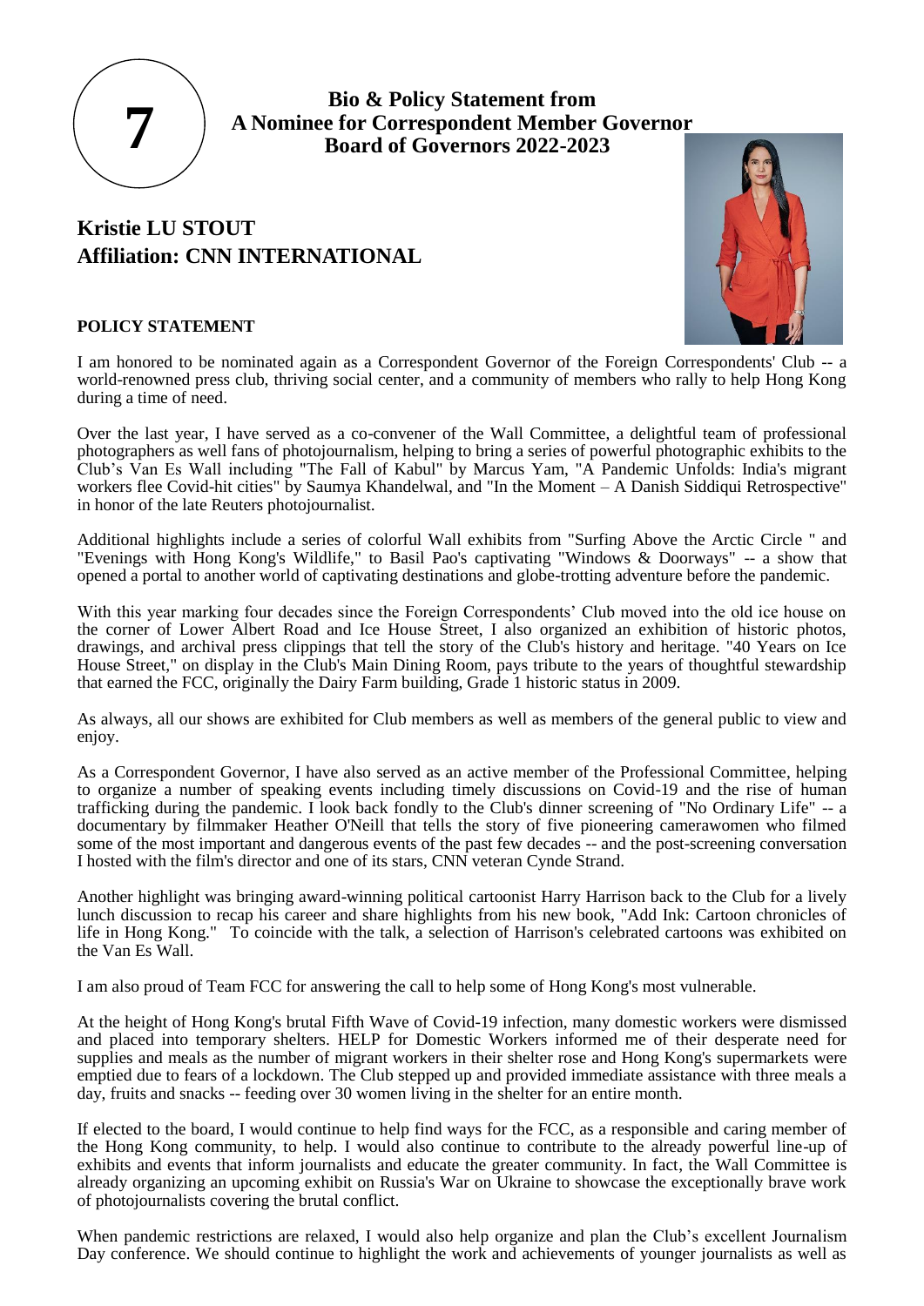**7**

# Bio & Policy Statement from A Nominee for Correspondent Member Governor Board of Governors 2022-2023

## Kristie LU STOUT
## Affiliation: CNN INTERNATIONAL

### POLICY STATEMENT

I am honored to be nominated again as a Correspondent Governor of the Foreign Correspondents' Club -- a world-renowned press club, thriving social center, and a community of members who rally to help Hong Kong during a time of need.

Over the last year, I have served as a co-convener of the Wall Committee, a delightful team of professional photographers as well fans of photojournalism, helping to bring a series of powerful photographic exhibits to the Club's Van Es Wall including "The Fall of Kabul" by Marcus Yam, "A Pandemic Unfolds: India's migrant workers flee Covid-hit cities" by Saumya Khandelwal, and "In the Moment – A Danish Siddiqui Retrospective" in honor of the late Reuters photojournalist.

Additional highlights include a series of colorful Wall exhibits from "Surfing Above the Arctic Circle " and "Evenings with Hong Kong's Wildlife," to Basil Pao's captivating "Windows & Doorways" -- a show that opened a portal to another world of captivating destinations and globe-trotting adventure before the pandemic.

With this year marking four decades since the Foreign Correspondents' Club moved into the old ice house on the corner of Lower Albert Road and Ice House Street, I also organized an exhibition of historic photos, drawings, and archival press clippings that tell the story of the Club's history and heritage. "40 Years on Ice House Street," on display in the Club's Main Dining Room, pays tribute to the years of thoughtful stewardship that earned the FCC, originally the Dairy Farm building, Grade 1 historic status in 2009.

As always, all our shows are exhibited for Club members as well as members of the general public to view and enjoy.

As a Correspondent Governor, I have also served as an active member of the Professional Committee, helping to organize a number of speaking events including timely discussions on Covid-19 and the rise of human trafficking during the pandemic. I look back fondly to the Club's dinner screening of "No Ordinary Life" -- a documentary by filmmaker Heather O'Neill that tells the story of five pioneering camerawomen who filmed some of the most important and dangerous events of the past few decades -- and the post-screening conversation I hosted with the film's director and one of its stars, CNN veteran Cynde Strand.

Another highlight was bringing award-winning political cartoonist Harry Harrison back to the Club for a lively lunch discussion to recap his career and share highlights from his new book, "Add Ink: Cartoon chronicles of life in Hong Kong." To coincide with the talk, a selection of Harrison's celebrated cartoons was exhibited on the Van Es Wall.

I am also proud of Team FCC for answering the call to help some of Hong Kong's most vulnerable.

At the height of Hong Kong's brutal Fifth Wave of Covid-19 infection, many domestic workers were dismissed and placed into temporary shelters. HELP for Domestic Workers informed me of their desperate need for supplies and meals as the number of migrant workers in their shelter rose and Hong Kong's supermarkets were emptied due to fears of a lockdown. The Club stepped up and provided immediate assistance with three meals a day, fruits and snacks -- feeding over 30 women living in the shelter for an entire month.

If elected to the board, I would continue to help find ways for the FCC, as a responsible and caring member of the Hong Kong community, to help. I would also continue to contribute to the already powerful line-up of exhibits and events that inform journalists and educate the greater community. In fact, the Wall Committee is already organizing an upcoming exhibit on Russia's War on Ukraine to showcase the exceptionally brave work of photojournalists covering the brutal conflict.

When pandemic restrictions are relaxed, I would also help organize and plan the Club's excellent Journalism Day conference. We should continue to highlight the work and achievements of younger journalists as well as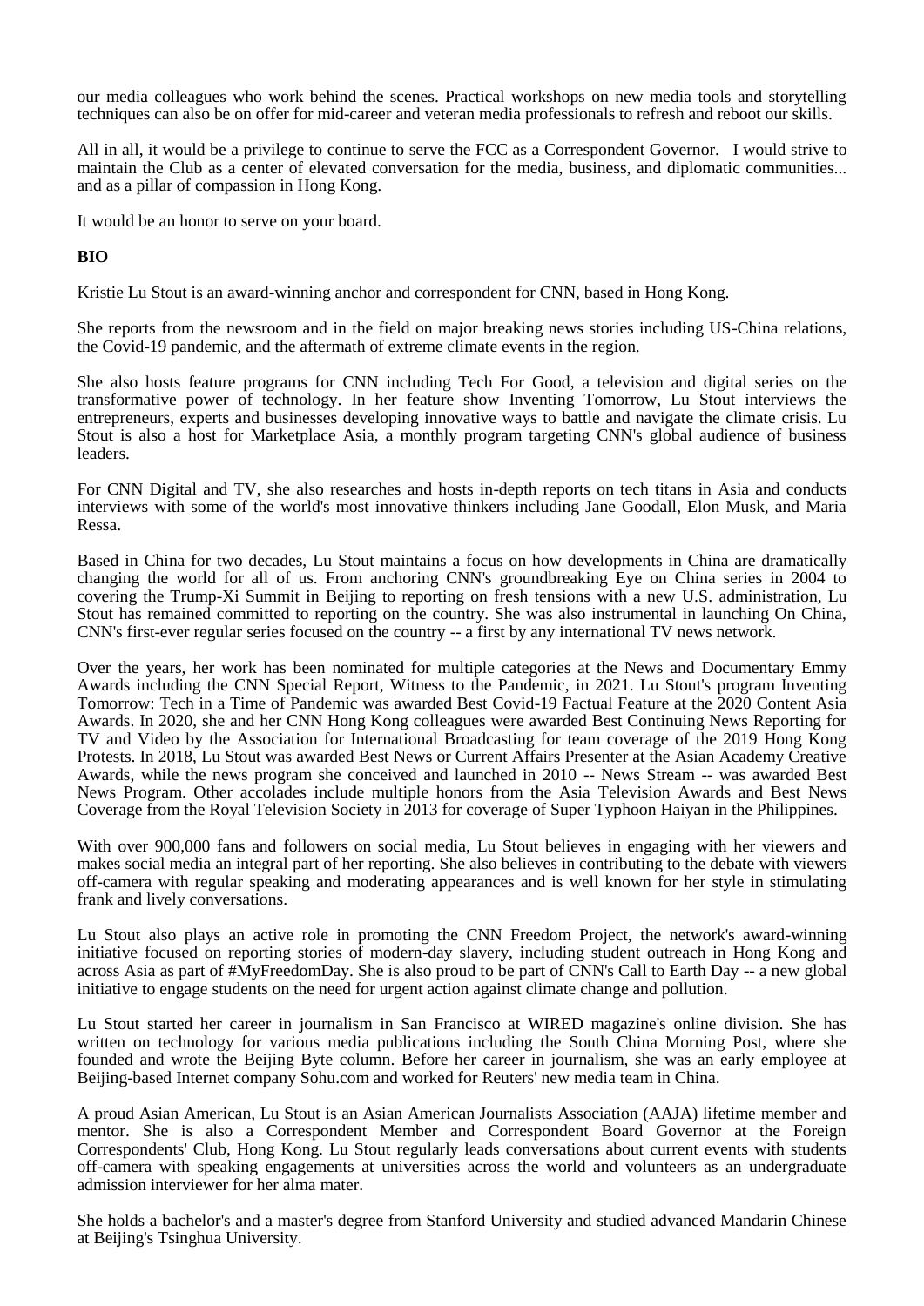our media colleagues who work behind the scenes. Practical workshops on new media tools and storytelling techniques can also be on offer for mid-career and veteran media professionals to refresh and reboot our skills.

All in all, it would be a privilege to continue to serve the FCC as a Correspondent Governor. I would strive to maintain the Club as a center of elevated conversation for the media, business, and diplomatic communities... and as a pillar of compassion in Hong Kong.

It would be an honor to serve on your board.

**BIO**

Kristie Lu Stout is an award-winning anchor and correspondent for CNN, based in Hong Kong.

She reports from the newsroom and in the field on major breaking news stories including US-China relations, the Covid-19 pandemic, and the aftermath of extreme climate events in the region.

She also hosts feature programs for CNN including Tech For Good, a television and digital series on the transformative power of technology. In her feature show Inventing Tomorrow, Lu Stout interviews the entrepreneurs, experts and businesses developing innovative ways to battle and navigate the climate crisis. Lu Stout is also a host for Marketplace Asia, a monthly program targeting CNN's global audience of business leaders.

For CNN Digital and TV, she also researches and hosts in-depth reports on tech titans in Asia and conducts interviews with some of the world's most innovative thinkers including Jane Goodall, Elon Musk, and Maria Ressa.

Based in China for two decades, Lu Stout maintains a focus on how developments in China are dramatically changing the world for all of us. From anchoring CNN's groundbreaking Eye on China series in 2004 to covering the Trump-Xi Summit in Beijing to reporting on fresh tensions with a new U.S. administration, Lu Stout has remained committed to reporting on the country. She was also instrumental in launching On China, CNN's first-ever regular series focused on the country -- a first by any international TV news network.

Over the years, her work has been nominated for multiple categories at the News and Documentary Emmy Awards including the CNN Special Report, Witness to the Pandemic, in 2021. Lu Stout's program Inventing Tomorrow: Tech in a Time of Pandemic was awarded Best Covid-19 Factual Feature at the 2020 Content Asia Awards. In 2020, she and her CNN Hong Kong colleagues were awarded Best Continuing News Reporting for TV and Video by the Association for International Broadcasting for team coverage of the 2019 Hong Kong Protests. In 2018, Lu Stout was awarded Best News or Current Affairs Presenter at the Asian Academy Creative Awards, while the news program she conceived and launched in 2010 -- News Stream -- was awarded Best News Program. Other accolades include multiple honors from the Asia Television Awards and Best News Coverage from the Royal Television Society in 2013 for coverage of Super Typhoon Haiyan in the Philippines.

With over 900,000 fans and followers on social media, Lu Stout believes in engaging with her viewers and makes social media an integral part of her reporting. She also believes in contributing to the debate with viewers off-camera with regular speaking and moderating appearances and is well known for her style in stimulating frank and lively conversations.

Lu Stout also plays an active role in promoting the CNN Freedom Project, the network's award-winning initiative focused on reporting stories of modern-day slavery, including student outreach in Hong Kong and across Asia as part of #MyFreedomDay. She is also proud to be part of CNN's Call to Earth Day -- a new global initiative to engage students on the need for urgent action against climate change and pollution.

Lu Stout started her career in journalism in San Francisco at WIRED magazine's online division. She has written on technology for various media publications including the South China Morning Post, where she founded and wrote the Beijing Byte column. Before her career in journalism, she was an early employee at Beijing-based Internet company Sohu.com and worked for Reuters' new media team in China.

A proud Asian American, Lu Stout is an Asian American Journalists Association (AAJA) lifetime member and mentor. She is also a Correspondent Member and Correspondent Board Governor at the Foreign Correspondents' Club, Hong Kong. Lu Stout regularly leads conversations about current events with students off-camera with speaking engagements at universities across the world and volunteers as an undergraduate admission interviewer for her alma mater.

She holds a bachelor's and a master's degree from Stanford University and studied advanced Mandarin Chinese at Beijing's Tsinghua University.